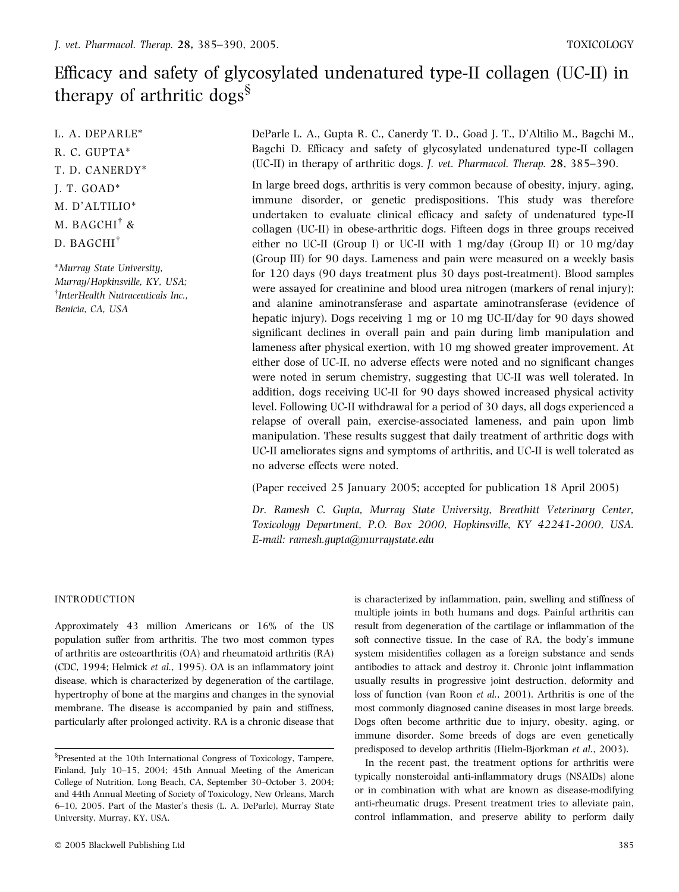TOXICOLOGY

# Efficacy and safety of glycosylated undenatured type-II collagen (UC-II) in therapy of arthritic dogs[§]

L. A. DEPARLE*
R. C. GUPTA*
T. D. CANERDY*
J. T. GOAD*
M. D'ALTILIO*
M. BAGCHI[†] &
D. BAGCHI[†]

*Murray State University, Murray/Hopkinsville, KY, USA;*
[†]*InterHealth Nutraceuticals Inc., Benicia, CA, USA*

DeParle L. A., Gupta R. C., Canerdy T. D., Goad J. T., D'Altilio M., Bagchi M., Bagchi D. Efficacy and safety of glycosylated undenatured type-II collagen (UC-II) in therapy of arthritic dogs. *J. vet. Pharmacol. Therap.* **28**, 385–390.

In large breed dogs, arthritis is very common because of obesity, injury, aging, immune disorder, or genetic predispositions. This study was therefore undertaken to evaluate clinical efficacy and safety of undenatured type-II collagen (UC-II) in obese-arthritic dogs. Fifteen dogs in three groups received either no UC-II (Group I) or UC-II with 1 mg/day (Group II) or 10 mg/day (Group III) for 90 days. Lameness and pain were measured on a weekly basis for 120 days (90 days treatment plus 30 days post-treatment). Blood samples were assayed for creatinine and blood urea nitrogen (markers of renal injury); and alanine aminotransferase and aspartate aminotransferase (evidence of hepatic injury). Dogs receiving 1 mg or 10 mg UC-II/day for 90 days showed significant declines in overall pain and pain during limb manipulation and lameness after physical exertion, with 10 mg showed greater improvement. At either dose of UC-II, no adverse effects were noted and no significant changes were noted in serum chemistry, suggesting that UC-II was well tolerated. In addition, dogs receiving UC-II for 90 days showed increased physical activity level. Following UC-II withdrawal for a period of 30 days, all dogs experienced a relapse of overall pain, exercise-associated lameness, and pain upon limb manipulation. These results suggest that daily treatment of arthritic dogs with UC-II ameliorates signs and symptoms of arthritis, and UC-II is well tolerated as no adverse effects were noted.

(Paper received 25 January 2005; accepted for publication 18 April 2005)

*Dr. Ramesh C. Gupta, Murray State University, Breathitt Veterinary Center, Toxicology Department, P.O. Box 2000, Hopkinsville, KY 42241-2000, USA. E-mail: ramesh.gupta@murraystate.edu*

## INTRODUCTION

Approximately 43 million Americans or 16% of the US population suffer from arthritis. The two most common types of arthritis are osteoarthritis (OA) and rheumatoid arthritis (RA) (CDC, 1994; Helmick *et al.*, 1995). OA is an inflammatory joint disease, which is characterized by degeneration of the cartilage, hypertrophy of bone at the margins and changes in the synovial membrane. The disease is accompanied by pain and stiffness, particularly after prolonged activity. RA is a chronic disease that is characterized by inflammation, pain, swelling and stiffness of multiple joints in both humans and dogs. Painful arthritis can result from degeneration of the cartilage or inflammation of the soft connective tissue. In the case of RA, the body's immune system misidentifies collagen as a foreign substance and sends antibodies to attack and destroy it. Chronic joint inflammation usually results in progressive joint destruction, deformity and loss of function (van Roon *et al.*, 2001). Arthritis is one of the most commonly diagnosed canine diseases in most large breeds. Dogs often become arthritic due to injury, obesity, aging, or immune disorder. Some breeds of dogs are even genetically predisposed to develop arthritis (Hielm-Bjorkman *et al.*, 2003).

In the recent past, the treatment options for arthritis were typically nonsteroidal anti-inflammatory drugs (NSAIDs) alone or in combination with what are known as disease-modifying anti-rheumatic drugs. Present treatment tries to alleviate pain, control inflammation, and preserve ability to perform daily

---

[§]Presented at the 10th International Congress of Toxicology, Tampere, Finland, July 10–15, 2004; 45th Annual Meeting of the American College of Nutrition, Long Beach, CA, September 30–October 3, 2004; and 44th Annual Meeting of Society of Toxicology, New Orleans, March 6–10, 2005. Part of the Master's thesis (L. A. DeParle), Murray State University, Murray, KY, USA.

© 2005 Blackwell Publishing Ltd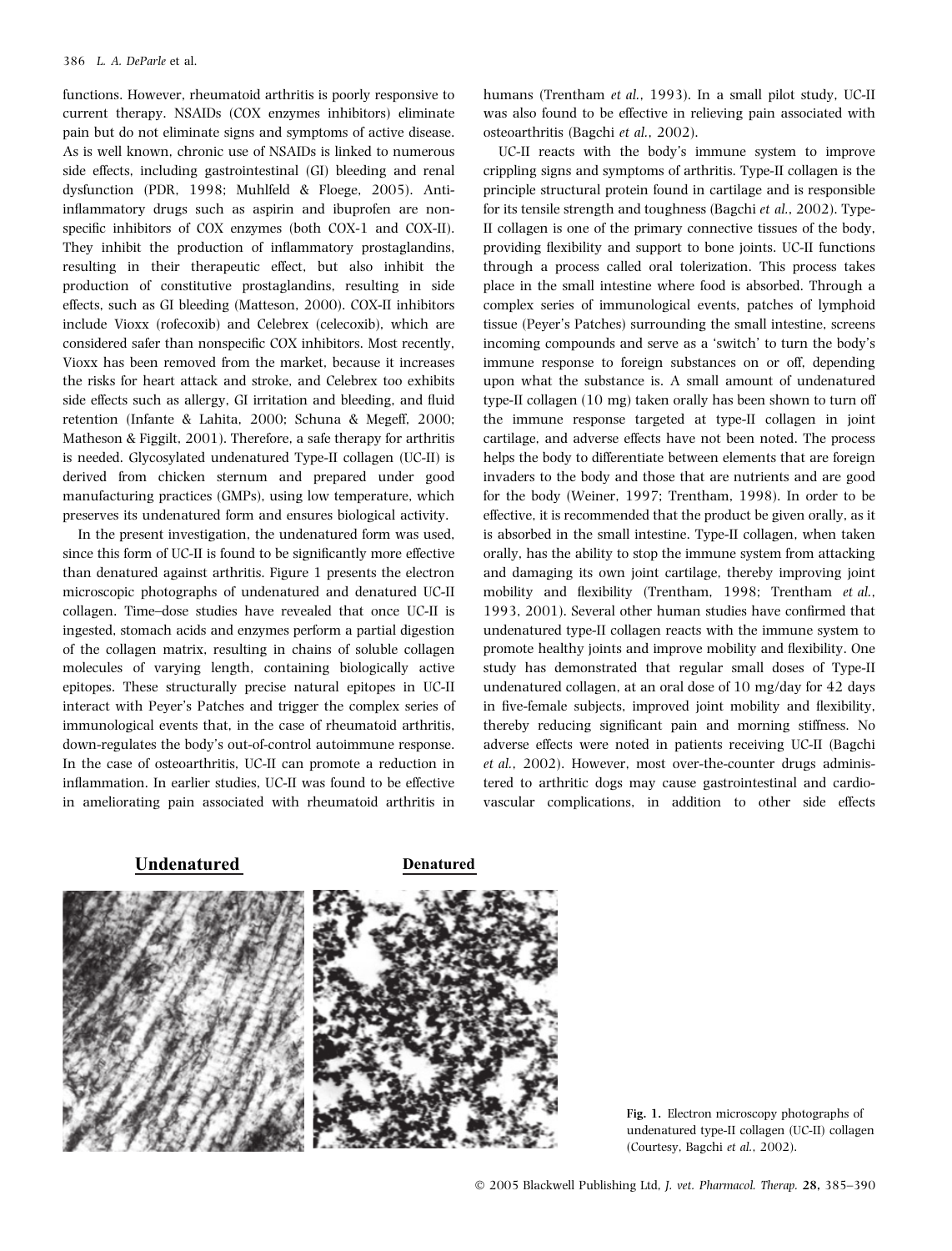functions. However, rheumatoid arthritis is poorly responsive to current therapy. NSAIDs (COX enzymes inhibitors) eliminate pain but do not eliminate signs and symptoms of active disease. As is well known, chronic use of NSAIDs is linked to numerous side effects, including gastrointestinal (GI) bleeding and renal dysfunction (PDR, 1998; Muhlfeld & Floege, 2005). Anti-inflammatory drugs such as aspirin and ibuprofen are nonspecific inhibitors of COX enzymes (both COX-1 and COX-II). They inhibit the production of inflammatory prostaglandins, resulting in their therapeutic effect, but also inhibit the production of constitutive prostaglandins, resulting in side effects, such as GI bleeding (Matteson, 2000). COX-II inhibitors include Vioxx (rofecoxib) and Celebrex (celecoxib), which are considered safer than nonspecific COX inhibitors. Most recently, Vioxx has been removed from the market, because it increases the risks for heart attack and stroke, and Celebrex too exhibits side effects such as allergy, GI irritation and bleeding, and fluid retention (Infante & Lahita, 2000; Schuna & Megeff, 2000; Matheson & Figgilt, 2001). Therefore, a safe therapy for arthritis is needed. Glycosylated undenatured Type-II collagen (UC-II) is derived from chicken sternum and prepared under good manufacturing practices (GMPs), using low temperature, which preserves its undenatured form and ensures biological activity.

In the present investigation, the undenatured form was used, since this form of UC-II is found to be significantly more effective than denatured against arthritis. Figure 1 presents the electron microscopic photographs of undenatured and denatured UC-II collagen. Time–dose studies have revealed that once UC-II is ingested, stomach acids and enzymes perform a partial digestion of the collagen matrix, resulting in chains of soluble collagen molecules of varying length, containing biologically active epitopes. These structurally precise natural epitopes in UC-II interact with Peyer's Patches and trigger the complex series of immunological events that, in the case of rheumatoid arthritis, down-regulates the body's out-of-control autoimmune response. In the case of osteoarthritis, UC-II can promote a reduction in inflammation. In earlier studies, UC-II was found to be effective in ameliorating pain associated with rheumatoid arthritis in humans (Trentham *et al.*, 1993). In a small pilot study, UC-II was also found to be effective in relieving pain associated with osteoarthritis (Bagchi *et al.*, 2002).

UC-II reacts with the body's immune system to improve crippling signs and symptoms of arthritis. Type-II collagen is the principle structural protein found in cartilage and is responsible for its tensile strength and toughness (Bagchi *et al.*, 2002). Type-II collagen is one of the primary connective tissues of the body, providing flexibility and support to bone joints. UC-II functions through a process called oral tolerization. This process takes place in the small intestine where food is absorbed. Through a complex series of immunological events, patches of lymphoid tissue (Peyer's Patches) surrounding the small intestine, screens incoming compounds and serve as a 'switch' to turn the body's immune response to foreign substances on or off, depending upon what the substance is. A small amount of undenatured type-II collagen (10 mg) taken orally has been shown to turn off the immune response targeted at type-II collagen in joint cartilage, and adverse effects have not been noted. The process helps the body to differentiate between elements that are foreign invaders to the body and those that are nutrients and are good for the body (Weiner, 1997; Trentham, 1998). In order to be effective, it is recommended that the product be given orally, as it is absorbed in the small intestine. Type-II collagen, when taken orally, has the ability to stop the immune system from attacking and damaging its own joint cartilage, thereby improving joint mobility and flexibility (Trentham, 1998; Trentham *et al.*, 1993, 2001). Several other human studies have confirmed that undenatured type-II collagen reacts with the immune system to promote healthy joints and improve mobility and flexibility. One study has demonstrated that regular small doses of Type-II undenatured collagen, at an oral dose of 10 mg/day for 42 days in five-female subjects, improved joint mobility and flexibility, thereby reducing significant pain and morning stiffness. No adverse effects were noted in patients receiving UC-II (Bagchi *et al.*, 2002). However, most over-the-counter drugs administered to arthritic dogs may cause gastrointestinal and cardiovascular complications, in addition to other side effects

**Undenatured** **Denatured**

Fig. 1. Electron microscopy photographs of undenatured type-II collagen (UC-II) collagen (Courtesy, Bagchi *et al.*, 2002).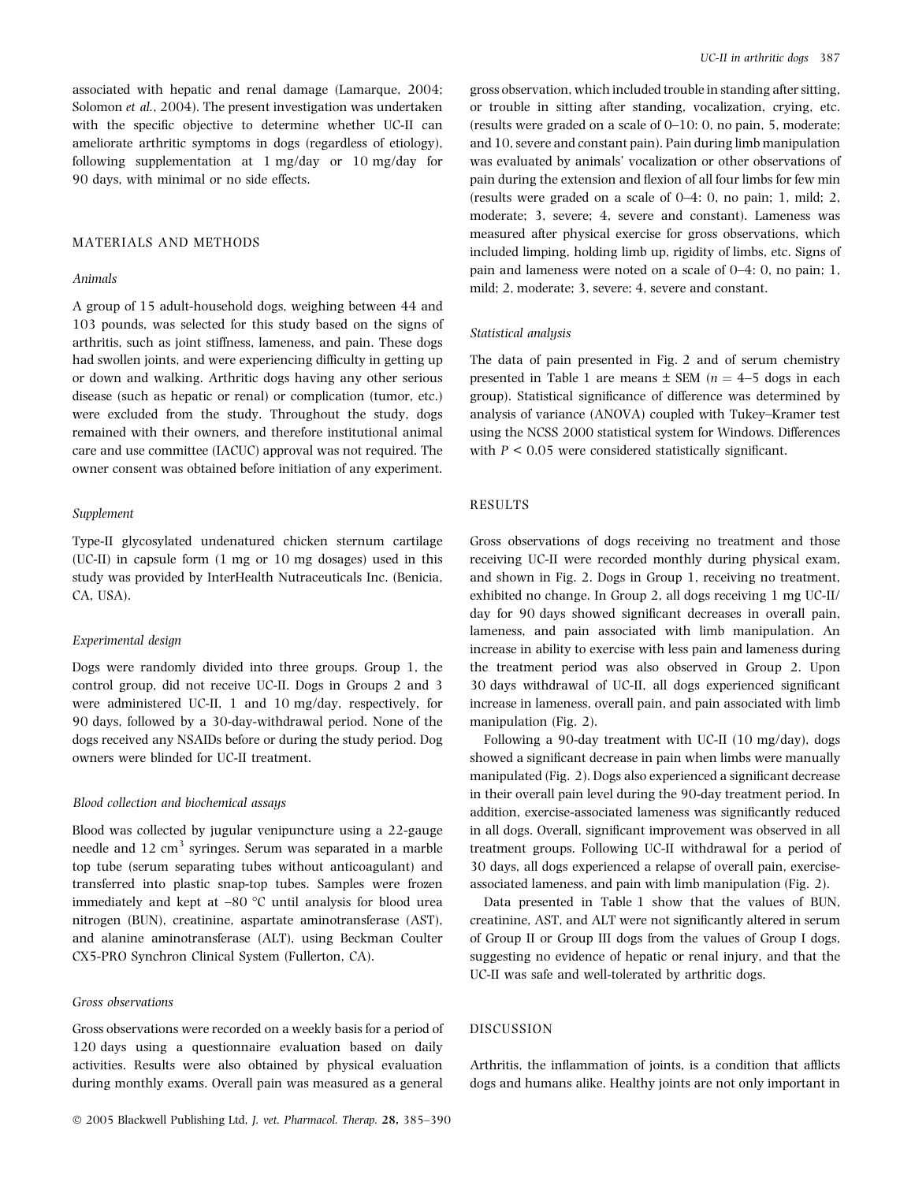associated with hepatic and renal damage (Lamarque, 2004; Solomon *et al.*, 2004). The present investigation was undertaken with the specific objective to determine whether UC-II can ameliorate arthritic symptoms in dogs (regardless of etiology), following supplementation at 1 mg/day or 10 mg/day for 90 days, with minimal or no side effects.

## MATERIALS AND METHODS

### *Animals*

A group of 15 adult-household dogs, weighing between 44 and 103 pounds, was selected for this study based on the signs of arthritis, such as joint stiffness, lameness, and pain. These dogs had swollen joints, and were experiencing difficulty in getting up or down and walking. Arthritic dogs having any other serious disease (such as hepatic or renal) or complication (tumor, etc.) were excluded from the study. Throughout the study, dogs remained with their owners, and therefore institutional animal care and use committee (IACUC) approval was not required. The owner consent was obtained before initiation of any experiment.

### *Supplement*

Type-II glycosylated undenatured chicken sternum cartilage (UC-II) in capsule form (1 mg or 10 mg dosages) used in this study was provided by InterHealth Nutraceuticals Inc. (Benicia, CA, USA).

### *Experimental design*

Dogs were randomly divided into three groups. Group 1, the control group, did not receive UC-II. Dogs in Groups 2 and 3 were administered UC-II, 1 and 10 mg/day, respectively, for 90 days, followed by a 30-day-withdrawal period. None of the dogs received any NSAIDs before or during the study period. Dog owners were blinded for UC-II treatment.

### *Blood collection and biochemical assays*

Blood was collected by jugular venipuncture using a 22-gauge needle and 12 $cm^3$ syringes. Serum was separated in a marble top tube (serum separating tubes without anticoagulant) and transferred into plastic snap-top tubes. Samples were frozen immediately and kept at −80 °C until analysis for blood urea nitrogen (BUN), creatinine, aspartate aminotransferase (AST), and alanine aminotransferase (ALT), using Beckman Coulter CX5-PRO Synchron Clinical System (Fullerton, CA).

### *Gross observations*

Gross observations were recorded on a weekly basis for a period of 120 days using a questionnaire evaluation based on daily activities. Results were also obtained by physical evaluation during monthly exams. Overall pain was measured as a general gross observation, which included trouble in standing after sitting, or trouble in sitting after standing, vocalization, crying, etc. (results were graded on a scale of 0–10: 0, no pain, 5, moderate; and 10, severe and constant pain). Pain during limb manipulation was evaluated by animals' vocalization or other observations of pain during the extension and flexion of all four limbs for few min (results were graded on a scale of 0–4: 0, no pain; 1, mild; 2, moderate; 3, severe; 4, severe and constant). Lameness was measured after physical exercise for gross observations, which included limping, holding limb up, rigidity of limbs, etc. Signs of pain and lameness were noted on a scale of 0–4: 0, no pain; 1, mild; 2, moderate; 3, severe; 4, severe and constant.

### *Statistical analysis*

The data of pain presented in Fig. 2 and of serum chemistry presented in Table 1 are means ± SEM ($n = 4$–$5$ dogs in each group). Statistical significance of difference was determined by analysis of variance (ANOVA) coupled with Tukey–Kramer test using the NCSS 2000 statistical system for Windows. Differences with $P < 0.05$ were considered statistically significant.

## RESULTS

Gross observations of dogs receiving no treatment and those receiving UC-II were recorded monthly during physical exam, and shown in Fig. 2. Dogs in Group 1, receiving no treatment, exhibited no change. In Group 2, all dogs receiving 1 mg UC-II/day for 90 days showed significant decreases in overall pain, lameness, and pain associated with limb manipulation. An increase in ability to exercise with less pain and lameness during the treatment period was also observed in Group 2. Upon 30 days withdrawal of UC-II, all dogs experienced significant increase in lameness, overall pain, and pain associated with limb manipulation (Fig. 2).

Following a 90-day treatment with UC-II (10 mg/day), dogs showed a significant decrease in pain when limbs were manually manipulated (Fig. 2). Dogs also experienced a significant decrease in their overall pain level during the 90-day treatment period. In addition, exercise-associated lameness was significantly reduced in all dogs. Overall, significant improvement was observed in all treatment groups. Following UC-II withdrawal for a period of 30 days, all dogs experienced a relapse of overall pain, exercise-associated lameness, and pain with limb manipulation (Fig. 2).

Data presented in Table 1 show that the values of BUN, creatinine, AST, and ALT were not significantly altered in serum of Group II or Group III dogs from the values of Group I dogs, suggesting no evidence of hepatic or renal injury, and that the UC-II was safe and well-tolerated by arthritic dogs.

## DISCUSSION

Arthritis, the inflammation of joints, is a condition that afflicts dogs and humans alike. Healthy joints are not only important in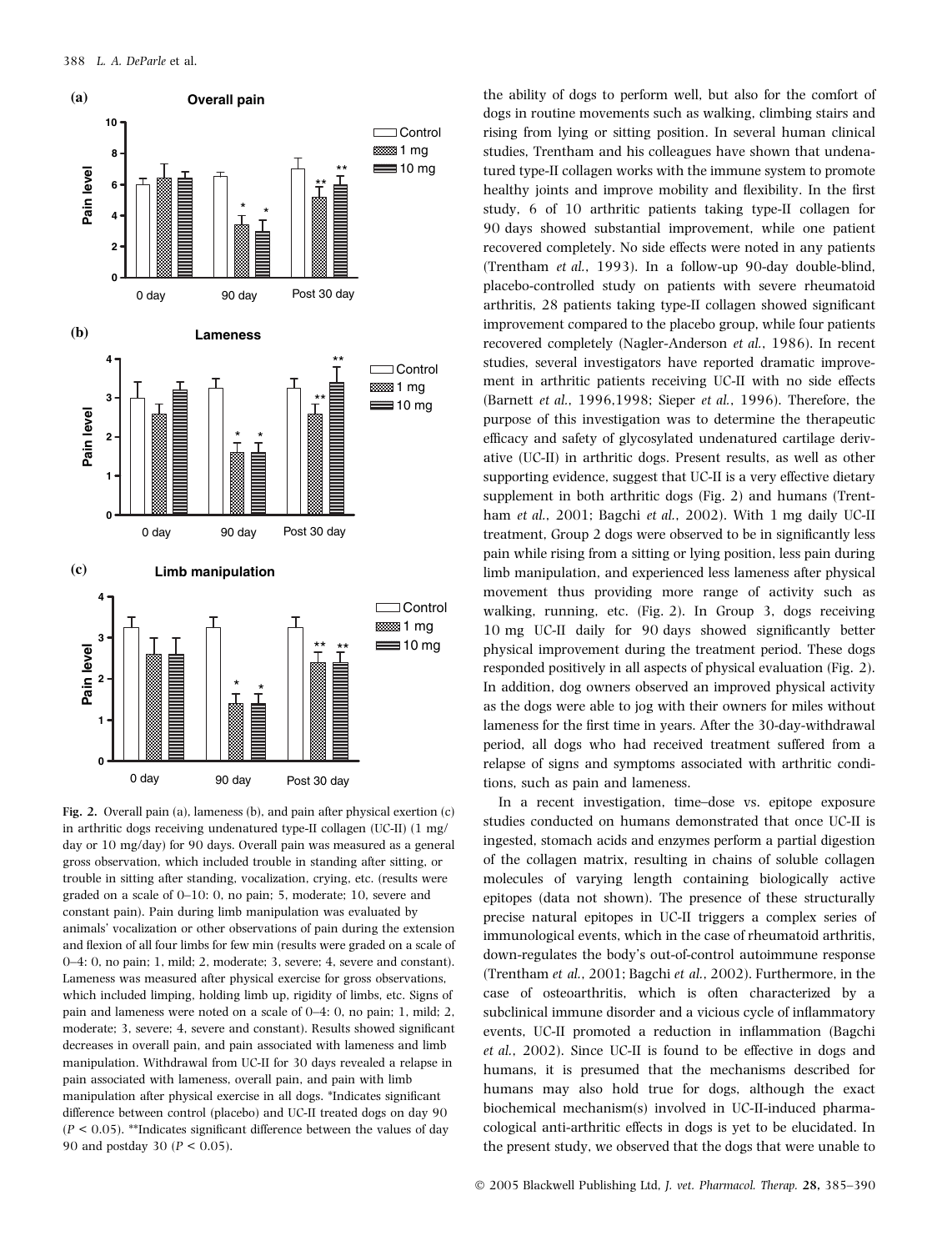**Fig. 2.** Overall pain (a), lameness (b), and pain after physical exertion (c) in arthritic dogs receiving undenatured type-II collagen (UC-II) (1 mg/day or 10 mg/day) for 90 days. Overall pain was measured as a general gross observation, which included trouble in standing after sitting, or trouble in sitting after standing, vocalization, crying, etc. (results were graded on a scale of 0–10: 0, no pain; 5, moderate; 10, severe and constant pain). Pain during limb manipulation was evaluated by animals' vocalization or other observations of pain during the extension and flexion of all four limbs for few min (results were graded on a scale of 0–4: 0, no pain; 1, mild; 2, moderate; 3, severe; 4, severe and constant). Lameness was measured after physical exercise for gross observations, which included limping, holding limb up, rigidity of limbs, etc. Signs of pain and lameness were noted on a scale of 0–4: 0, no pain; 1, mild; 2, moderate; 3, severe; 4, severe and constant). Results showed significant decreases in overall pain, and pain associated with lameness and limb manipulation. Withdrawal from UC-II for 30 days revealed a relapse in pain associated with lameness, overall pain, and pain with limb manipulation after physical exercise in all dogs. *Indicates significant difference between control (placebo) and UC-II treated dogs on day 90 ($P < 0.05$). **Indicates significant difference between the values of day 90 and postday 30 ($P < 0.05$).

the ability of dogs to perform well, but also for the comfort of dogs in routine movements such as walking, climbing stairs and rising from lying or sitting position. In several human clinical studies, Trentham and his colleagues have shown that undenatured type-II collagen works with the immune system to promote healthy joints and improve mobility and flexibility. In the first study, 6 of 10 arthritic patients taking type-II collagen for 90 days showed substantial improvement, while one patient recovered completely. No side effects were noted in any patients (Trentham *et al.*, 1993). In a follow-up 90-day double-blind, placebo-controlled study on patients with severe rheumatoid arthritis, 28 patients taking type-II collagen showed significant improvement compared to the placebo group, while four patients recovered completely (Nagler-Anderson *et al.*, 1986). In recent studies, several investigators have reported dramatic improvement in arthritic patients receiving UC-II with no side effects (Barnett *et al.*, 1996,1998; Sieper *et al.*, 1996). Therefore, the purpose of this investigation was to determine the therapeutic efficacy and safety of glycosylated undenatured cartilage derivative (UC-II) in arthritic dogs. Present results, as well as other supporting evidence, suggest that UC-II is a very effective dietary supplement in both arthritic dogs (Fig. 2) and humans (Trentham *et al.*, 2001; Bagchi *et al.*, 2002). With 1 mg daily UC-II treatment, Group 2 dogs were observed to be in significantly less pain while rising from a sitting or lying position, less pain during limb manipulation, and experienced less lameness after physical movement thus providing more range of activity such as walking, running, etc. (Fig. 2). In Group 3, dogs receiving 10 mg UC-II daily for 90 days showed significantly better physical improvement during the treatment period. These dogs responded positively in all aspects of physical evaluation (Fig. 2). In addition, dog owners observed an improved physical activity as the dogs were able to jog with their owners for miles without lameness for the first time in years. After the 30-day-withdrawal period, all dogs who had received treatment suffered from a relapse of signs and symptoms associated with arthritic conditions, such as pain and lameness.

In a recent investigation, time–dose vs. epitope exposure studies conducted on humans demonstrated that once UC-II is ingested, stomach acids and enzymes perform a partial digestion of the collagen matrix, resulting in chains of soluble collagen molecules of varying length containing biologically active epitopes (data not shown). The presence of these structurally precise natural epitopes in UC-II triggers a complex series of immunological events, which in the case of rheumatoid arthritis, down-regulates the body's out-of-control autoimmune response (Trentham *et al.*, 2001; Bagchi *et al.*, 2002). Furthermore, in the case of osteoarthritis, which is often characterized by a subclinical immune disorder and a vicious cycle of inflammatory events, UC-II promoted a reduction in inflammation (Bagchi *et al.*, 2002). Since UC-II is found to be effective in dogs and humans, it is presumed that the mechanisms described for humans may also hold true for dogs, although the exact biochemical mechanism(s) involved in UC-II-induced pharmacological anti-arthritic effects in dogs is yet to be elucidated. In the present study, we observed that the dogs that were unable to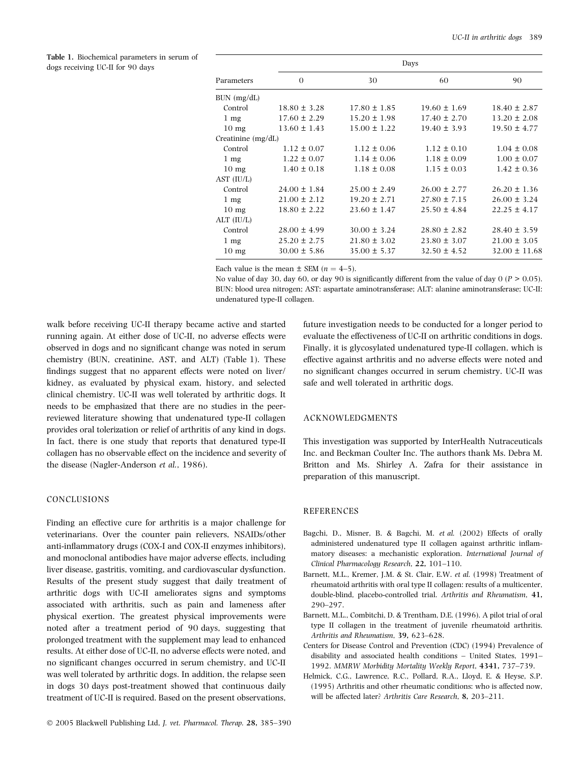**Table 1.** Biochemical parameters in serum of dogs receiving UC-II for 90 days

| Parameters | Days | | | |
|---|---|---|---|---|
| | 0 | 30 | 60 | 90 |
| BUN (mg/dL) | | | | |
| Control | 18.80 ± 3.28 | 17.80 ± 1.85 | 19.60 ± 1.69 | 18.40 ± 2.87 |
| 1 mg | 17.60 ± 2.29 | 15.20 ± 1.98 | 17.40 ± 2.70 | 13.20 ± 2.08 |
| 10 mg | 13.60 ± 1.43 | 15.00 ± 1.22 | 19.40 ± 3.93 | 19.50 ± 4.77 |
| Creatinine (mg/dL) | | | | |
| Control | 1.12 ± 0.07 | 1.12 ± 0.06 | 1.12 ± 0.10 | 1.04 ± 0.08 |
| 1 mg | 1.22 ± 0.07 | 1.14 ± 0.06 | 1.18 ± 0.09 | 1.00 ± 0.07 |
| 10 mg | 1.40 ± 0.18 | 1.18 ± 0.08 | 1.15 ± 0.03 | 1.42 ± 0.36 |
| AST (IU/L) | | | | |
| Control | 24.00 ± 1.84 | 25.00 ± 2.49 | 26.00 ± 2.77 | 26.20 ± 1.36 |
| 1 mg | 21.00 ± 2.12 | 19.20 ± 2.71 | 27.80 ± 7.15 | 26.00 ± 3.24 |
| 10 mg | 18.80 ± 2.22 | 23.60 ± 1.47 | 25.50 ± 4.84 | 22.25 ± 4.17 |
| ALT (IU/L) | | | | |
| Control | 28.00 ± 4.99 | 30.00 ± 3.24 | 28.80 ± 2.82 | 28.40 ± 3.59 |
| 1 mg | 25.20 ± 2.75 | 21.80 ± 3.02 | 23.80 ± 3.07 | 21.00 ± 3.05 |
| 10 mg | 30.00 ± 5.86 | 35.00 ± 5.37 | 32.50 ± 4.52 | 32.00 ± 11.68 |

Each value is the mean ± SEM ($n = 4$–$5$).
No value of day 30, day 60, or day 90 is significantly different from the value of day 0 ($P > 0.05$).
BUN: blood urea nitrogen; AST: aspartate aminotransferase; ALT: alanine aminotransferase; UC-II: undenatured type-II collagen.

walk before receiving UC-II therapy became active and started running again. At either dose of UC-II, no adverse effects were observed in dogs and no significant change was noted in serum chemistry (BUN, creatinine, AST, and ALT) (Table 1). These findings suggest that no apparent effects were noted on liver/kidney, as evaluated by physical exam, history, and selected clinical chemistry. UC-II was well tolerated by arthritic dogs. It needs to be emphasized that there are no studies in the peer-reviewed literature showing that undenatured type-II collagen provides oral tolerization or relief of arthritis of any kind in dogs. In fact, there is one study that reports that denatured type-II collagen has no observable effect on the incidence and severity of the disease (Nagler-Anderson *et al.*, 1986).

## CONCLUSIONS

Finding an effective cure for arthritis is a major challenge for veterinarians. Over the counter pain relievers, NSAIDs/other anti-inflammatory drugs (COX-I and COX-II enzymes inhibitors), and monoclonal antibodies have major adverse effects, including liver disease, gastritis, vomiting, and cardiovascular dysfunction. Results of the present study suggest that daily treatment of arthritic dogs with UC-II ameliorates signs and symptoms associated with arthritis, such as pain and lameness after physical exertion. The greatest physical improvements were noted after a treatment period of 90 days, suggesting that prolonged treatment with the supplement may lead to enhanced results. At either dose of UC-II, no adverse effects were noted, and no significant changes occurred in serum chemistry, and UC-II was well tolerated by arthritic dogs. In addition, the relapse seen in dogs 30 days post-treatment showed that continuous daily treatment of UC-II is required. Based on the present observations, future investigation needs to be conducted for a longer period to evaluate the effectiveness of UC-II on arthritic conditions in dogs. Finally, it is glycosylated undenatured type-II collagen, which is effective against arthritis and no adverse effects were noted and no significant changes occurred in serum chemistry. UC-II was safe and well tolerated in arthritic dogs.

## ACKNOWLEDGMENTS

This investigation was supported by InterHealth Nutraceuticals Inc. and Beckman Coulter Inc. The authors thank Ms. Debra M. Britton and Ms. Shirley A. Zafra for their assistance in preparation of this manuscript.

## REFERENCES

- Bagchi, D., Misner, B. & Bagchi, M. *et al.* (2002) Effects of orally administered undenatured type II collagen against arthritic inflammatory diseases: a mechanistic exploration. *International Journal of Clinical Pharmacology Research*, **22,** 101–110.
- Barnett, M.L., Kremer, J.M. & St. Clair, E.W. *et al.* (1998) Treatment of rheumatoid arthritis with oral type II collagen: results of a multicenter, double-blind, placebo-controlled trial. *Arthritis and Rheumatism*, **41,** 290–297.
- Barnett, M.L., Combitchi, D. & Trentham, D.E. (1996). A pilot trial of oral type II collagen in the treatment of juvenile rheumatoid arthritis. *Arthritis and Rheumatism*, **39,** 623–628.
- Centers for Disease Control and Prevention (CDC) (1994) Prevalence of disability and associated health conditions – United States, 1991–1992. *MMRW Morbidity Mortality Weekly Report*, **4341,** 737–739.
- Helmick, C.G., Lawrence, R.C., Pollard, R.A., Lloyd, E. & Heyse, S.P. (1995) Arthritis and other rheumatic conditions: who is affected now, will be affected later? *Arthritis Care Research*, **8,** 203–211.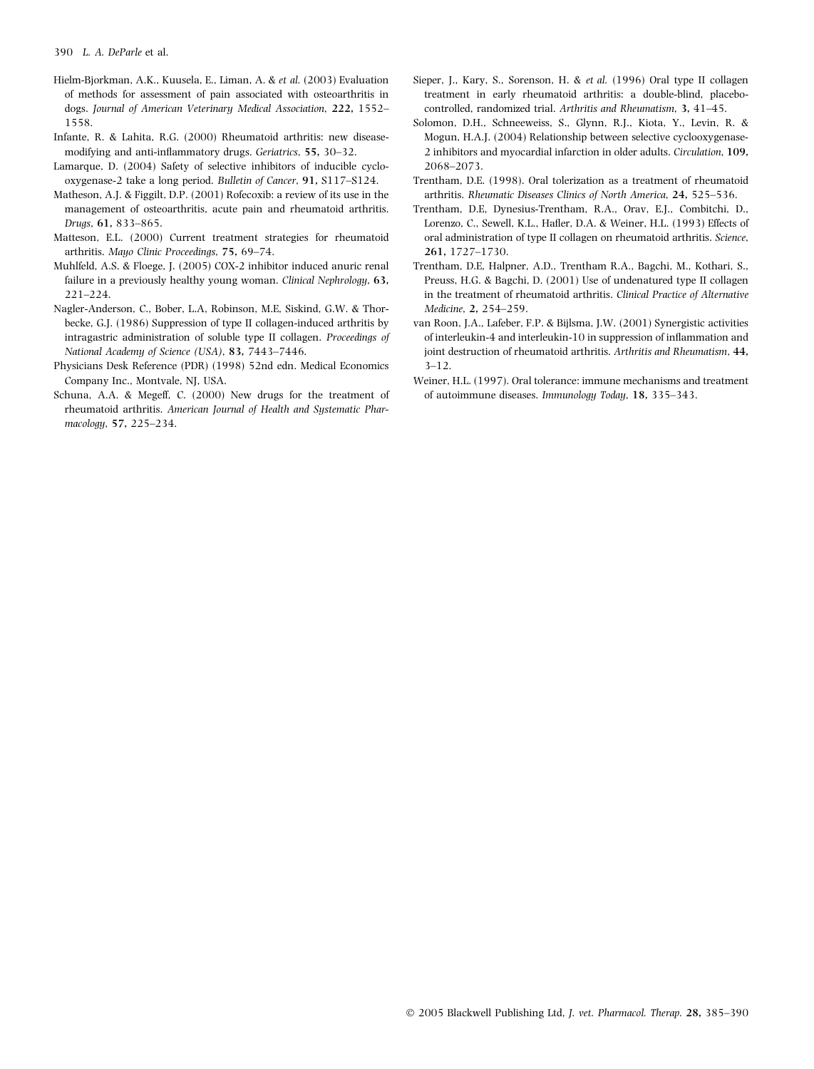Hielm-Bjorkman, A.K., Kuusela, E., Liman, A. & *et al.* (2003) Evaluation of methods for assessment of pain associated with osteoarthritis in dogs. *Journal of American Veterinary Medical Association*, **222,** 1552–1558.

Infante, R. & Lahita, R.G. (2000) Rheumatoid arthritis: new disease-modifying and anti-inflammatory drugs. *Geriatrics*, **55,** 30–32.

Lamarque, D. (2004) Safety of selective inhibitors of inducible cyclo-oxygenase-2 take a long period. *Bulletin of Cancer*, **91,** S117–S124.

Matheson, A.J. & Figgilt, D.P. (2001) Rofecoxib: a review of its use in the management of osteoarthritis, acute pain and rheumatoid arthritis. *Drugs*, **61,** 833–865.

Matteson, E.L. (2000) Current treatment strategies for rheumatoid arthritis. *Mayo Clinic Proceedings*, **75,** 69–74.

Muhlfeld, A.S. & Floege, J. (2005) COX-2 inhibitor induced anuric renal failure in a previously healthy young woman. *Clinical Nephrology*, **63,** 221–224.

Nagler-Anderson, C., Bober, L.A, Robinson, M.E, Siskind, G.W. & Thorbecke, G.J. (1986) Suppression of type II collagen-induced arthritis by intragastric administration of soluble type II collagen. *Proceedings of National Academy of Science (USA)*, **83,** 7443–7446.

Physicians Desk Reference (PDR) (1998) 52nd edn. Medical Economics Company Inc., Montvale, NJ, USA.

Schuna, A.A. & Megeff, C. (2000) New drugs for the treatment of rheumatoid arthritis. *American Journal of Health and Systematic Pharmacology*, **57,** 225–234.

Sieper, J., Kary, S., Sorenson, H. & *et al.* (1996) Oral type II collagen treatment in early rheumatoid arthritis: a double-blind, placebo-controlled, randomized trial. *Arthritis and Rheumatism*, **3,** 41–45.

Solomon, D.H., Schneeweiss, S., Glynn, R.J., Kiota, Y., Levin, R. & Mogun, H.A.J. (2004) Relationship between selective cyclooxygenase-2 inhibitors and myocardial infarction in older adults. *Circulation*, **109,** 2068–2073.

Trentham, D.E. (1998). Oral tolerization as a treatment of rheumatoid arthritis. *Rheumatic Diseases Clinics of North America*, **24,** 525–536.

Trentham, D.E, Dynesius-Trentham, R.A., Orav, E.J., Combitchi, D., Lorenzo, C., Sewell, K.L., Hafler, D.A. & Weiner, H.L. (1993) Effects of oral administration of type II collagen on rheumatoid arthritis. *Science*, **261,** 1727–1730.

Trentham, D.E, Halpner, A.D., Trentham R.A., Bagchi, M., Kothari, S., Preuss, H.G. & Bagchi, D. (2001) Use of undenatured type II collagen in the treatment of rheumatoid arthritis. *Clinical Practice of Alternative Medicine*, **2,** 254–259.

van Roon, J.A., Lafeber, F.P. & Bijlsma, J.W. (2001) Synergistic activities of interleukin-4 and interleukin-10 in suppression of inflammation and joint destruction of rheumatoid arthritis. *Arthritis and Rheumatism*, **44,** 3–12.

Weiner, H.L. (1997). Oral tolerance: immune mechanisms and treatment of autoimmune diseases. *Immunology Today*, **18,** 335–343.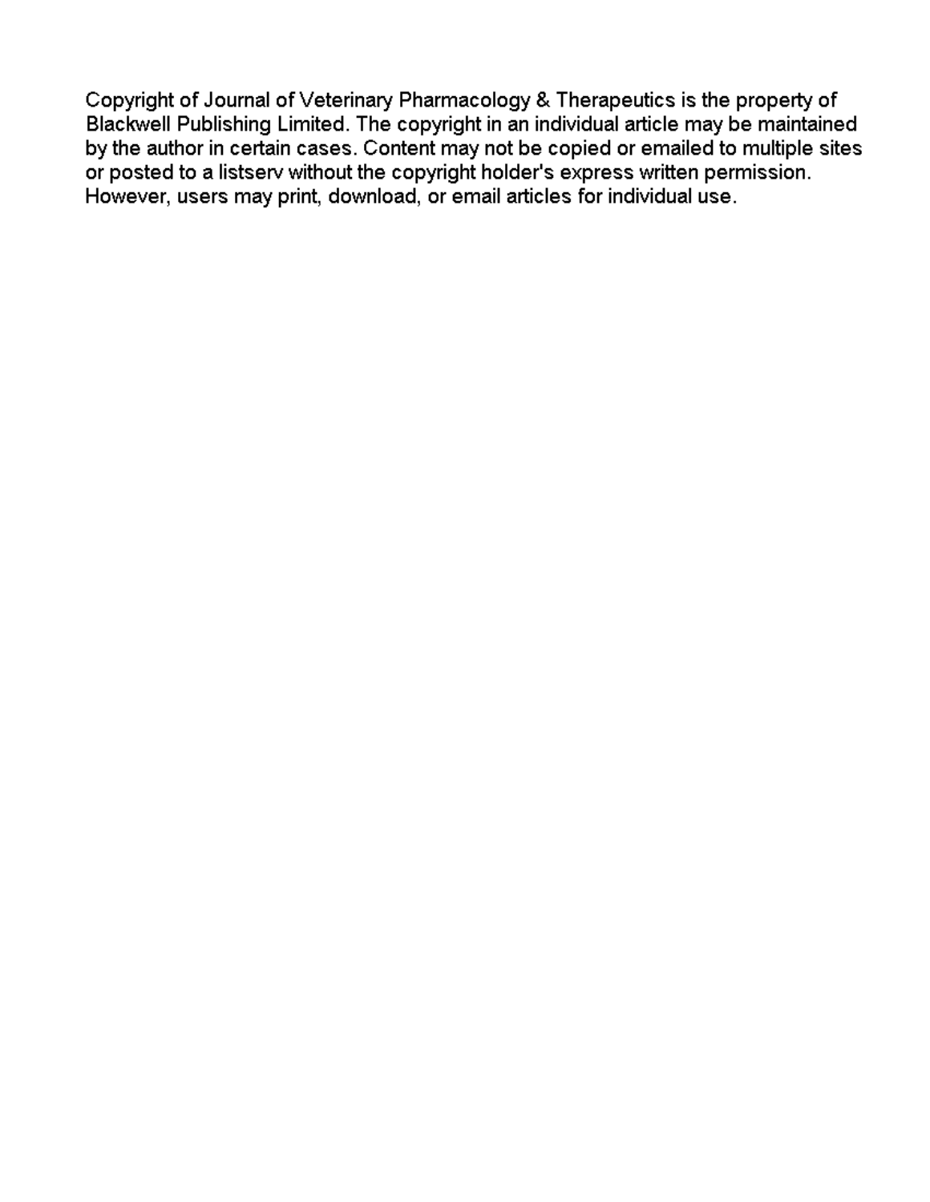Copyright of Journal of Veterinary Pharmacology & Therapeutics is the property of Blackwell Publishing Limited. The copyright in an individual article may be maintained by the author in certain cases. Content may not be copied or emailed to multiple sites or posted to a listserv without the copyright holder's express written permission. However, users may print, download, or email articles for individual use.